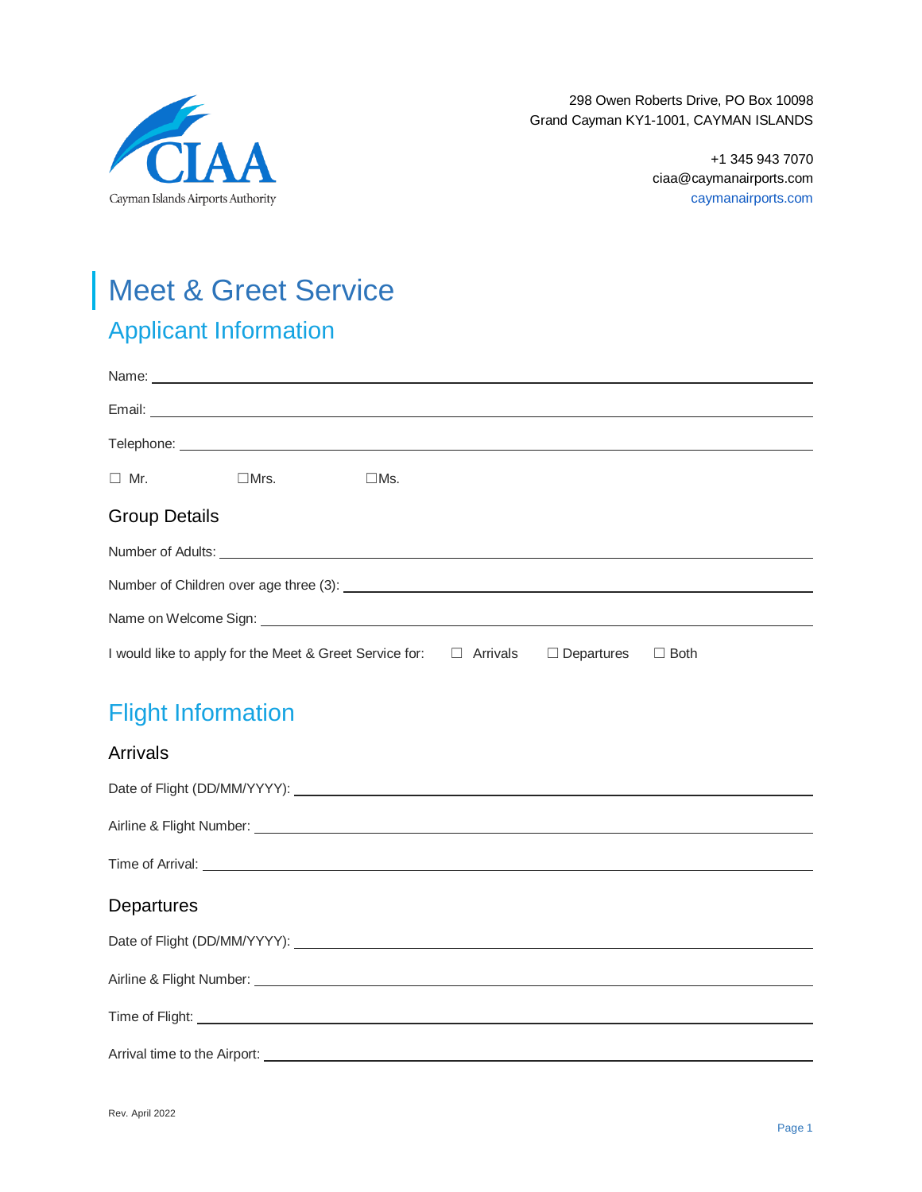CIAA
Cayman Islands Airports Authority

298 Owen Roberts Drive, PO Box 10098
Grand Cayman KY1-1001, CAYMAN ISLANDS

+1 345 943 7070
ciaa@caymanairports.com
caymanairports.com

# Meet & Greet Service

## Applicant Information

Name: ______________________________

Email: ______________________________

Telephone: ______________________________

☐ Mr. ☐Mrs. ☐Ms.

### Group Details

Number of Adults: ______________________________

Number of Children over age three (3): ______________________________

Name on Welcome Sign: ______________________________

I would like to apply for the Meet & Greet Service for: ☐ Arrivals ☐ Departures ☐ Both

## Flight Information

### Arrivals

Date of Flight (DD/MM/YYYY): ______________________________

Airline & Flight Number: ______________________________

Time of Arrival: ______________________________

### Departures

Date of Flight (DD/MM/YYYY): ______________________________

Airline & Flight Number: ______________________________

Time of Flight: ______________________________

Arrival time to the Airport: ______________________________

Rev. April 2022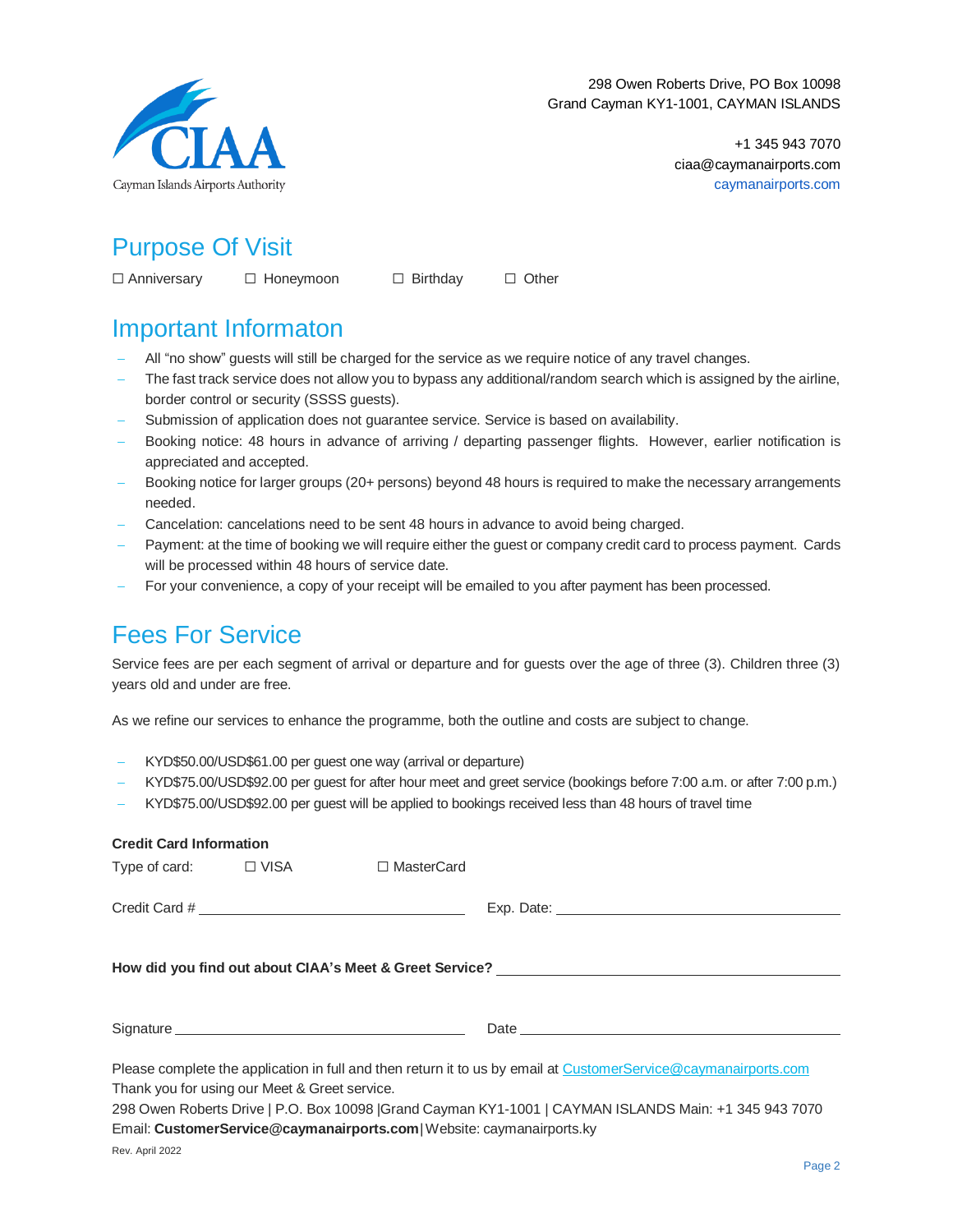298 Owen Roberts Drive, PO Box 10098
Grand Cayman KY1-1001, CAYMAN ISLANDS

+1 345 943 7070
ciaa@caymanairports.com
caymanairports.com

## Purpose Of Visit

☐ Anniversary ☐ Honeymoon ☐ Birthday ☐ Other

## Important Informaton

- All "no show" guests will still be charged for the service as we require notice of any travel changes.
- The fast track service does not allow you to bypass any additional/random search which is assigned by the airline, border control or security (SSSS guests).
- Submission of application does not guarantee service. Service is based on availability.
- Booking notice: 48 hours in advance of arriving / departing passenger flights. However, earlier notification is appreciated and accepted.
- Booking notice for larger groups (20+ persons) beyond 48 hours is required to make the necessary arrangements needed.
- Cancelation: cancelations need to be sent 48 hours in advance to avoid being charged.
- Payment: at the time of booking we will require either the guest or company credit card to process payment. Cards will be processed within 48 hours of service date.
- For your convenience, a copy of your receipt will be emailed to you after payment has been processed.

## Fees For Service

Service fees are per each segment of arrival or departure and for guests over the age of three (3). Children three (3) years old and under are free.

As we refine our services to enhance the programme, both the outline and costs are subject to change.

- KYD$50.00/USD$61.00 per guest one way (arrival or departure)
- KYD$75.00/USD$92.00 per guest for after hour meet and greet service (bookings before 7:00 a.m. or after 7:00 p.m.)
- KYD$75.00/USD$92.00 per guest will be applied to bookings received less than 48 hours of travel time

**Credit Card Information**

Type of card: ☐ VISA ☐ MasterCard

Credit Card # ______________________ Exp. Date: ______________________

**How did you find out about CIAA's Meet & Greet Service?** ______________________

Signature ______________________ Date ______________________

Please complete the application in full and then return it to us by email at CustomerService@caymanairports.com
Thank you for using our Meet & Greet service.
298 Owen Roberts Drive | P.O. Box 10098 |Grand Cayman KY1-1001 | CAYMAN ISLANDS Main: +1 345 943 7070
Email: **CustomerService@caymanairports.com**| Website: caymanairports.ky

Rev. April 2022